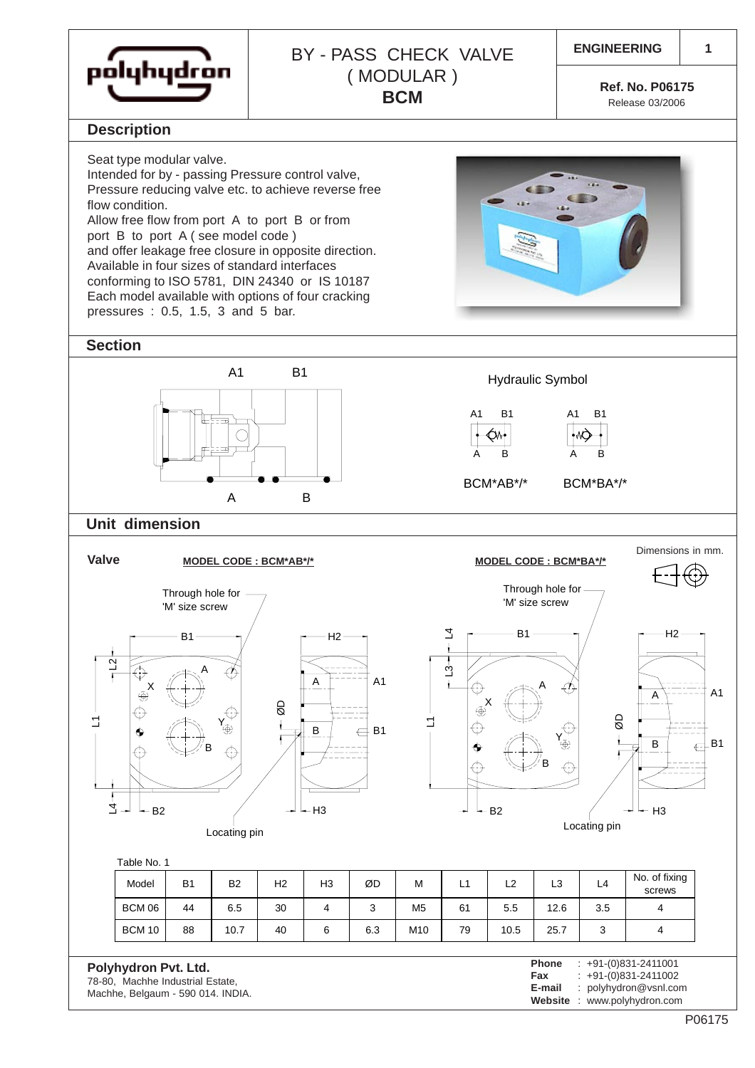# BY - PASS CHECK VALVE ( MODULAR ) BCM

ENGINEERING 1

Ref. No. P06175
Release 03/2006

## Description

Seat type modular valve.
Intended for by - passing Pressure control valve, Pressure reducing valve etc. to achieve reverse free flow condition.
Allow free flow from port A to port B or from port B to port A ( see model code )
and offer leakage free closure in opposite direction.
Available in four sizes of standard interfaces conforming to ISO 5781, DIN 24340 or IS 10187
Each model available with options of four cracking pressures : 0.5, 1.5, 3 and 5 bar.

## Section

A1 B1
A B

Hydraulic Symbol

BCM*AB*/* BCM*BA*/*

## Unit dimension

**Valve**

Dimensions in mm.

**MODEL CODE : BCM*AB*/***

**MODEL CODE : BCM*BA*/***

Through hole for 'M' size screw

Locating pin

Table No. 1

| Model | B1 | B2 | H2 | H3 | ØD | M | L1 | L2 | L3 | L4 | No. of fixing screws |
|---|---|---|---|---|---|---|---|---|---|---|---|
| BCM 06 | 44 | 6.5 | 30 | 4 | 3 | M5 | 61 | 5.5 | 12.6 | 3.5 | 4 |
| BCM 10 | 88 | 10.7 | 40 | 6 | 6.3 | M10 | 79 | 10.5 | 25.7 | 3 | 4 |

**Polyhydron Pvt. Ltd.**
78-80, Machhe Industrial Estate,
Machhe, Belgaum - 590 014. INDIA.

**Phone** : +91-(0)831-2411001
**Fax** : +91-(0)831-2411002
**E-mail** : polyhydron@vsnl.com
**Website** : www.polyhydron.com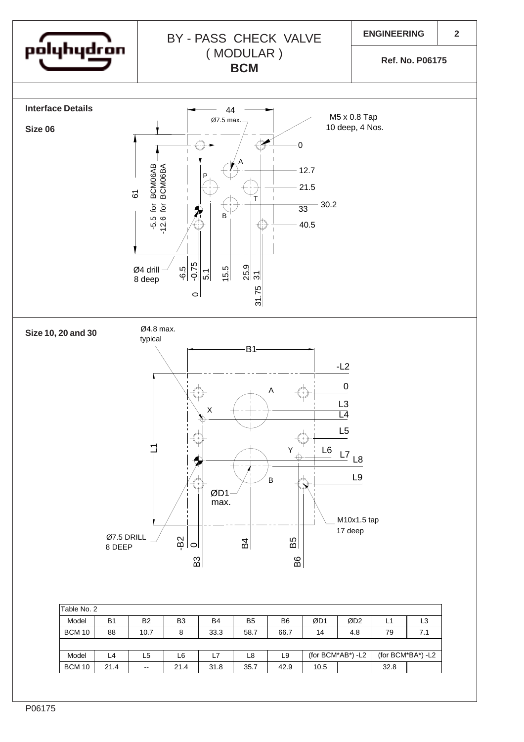# BY - PASS CHECK VALVE ( MODULAR ) **BCM**

**ENGINEERING** 2

**Ref. No. P06175**

## Interface Details

### Size 06

44

Ø7.5 max.

M5 x 0.8 Tap 10 deep, 4 Nos.

0, 12.7, 21.5, 30.2, 33, 40.5

A, P, T, B

61

-5.5 for BCM06AB
-12.6 for BCM06BA

Ø4 drill 8 deep

-6.5, -0.75, 0, 5.1, 15.5, 25.9, 31, 31.75

### Size 10, 20 and 30

Ø4.8 max. typical

B1

-L2, 0, L3, L4, L5, L6, L7, L8, L9

A, X, Y, B

L1

ØD1 max.

M10x1.5 tap 17 deep

Ø7.5 DRILL 8 DEEP

-B2, 0, B3, B4, B5, B6

| Table No. 2 | | | | | | | | | | |
|---|---|---|---|---|---|---|---|---|---|---|
| Model | B1 | B2 | B3 | B4 | B5 | B6 | ØD1 | ØD2 | L1 | L3 |
| BCM 10 | 88 | 10.7 | 8 | 33.3 | 58.7 | 66.7 | 14 | 4.8 | 79 | 7.1 |
| | | | | | | | | | | |
| Model | L4 | L5 | L6 | L7 | L8 | L9 | (for BCM*AB*) -L2 | | (for BCM*BA*) -L2 | |
| BCM 10 | 21.4 | -- | 21.4 | 31.8 | 35.7 | 42.9 | 10.5 | | 32.8 | |

P06175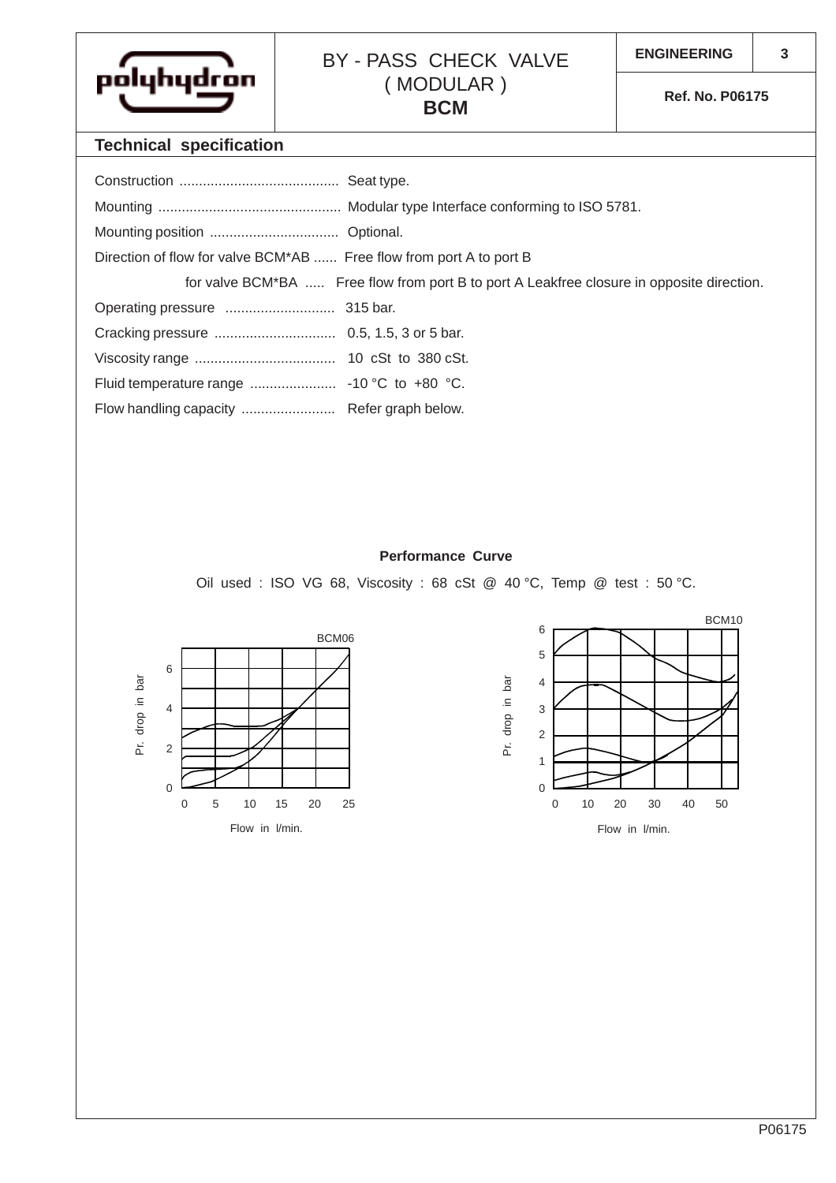# BY - PASS CHECK VALVE ( MODULAR ) BCM

**ENGINEERING** | **Ref. No. P06175**

## Technical specification

Construction ......................................... Seat type.

Mounting ............................................... Modular type Interface conforming to ISO 5781.

Mounting position ................................. Optional.

Direction of flow for valve BCM*AB ...... Free flow from port A to port B

for valve BCM*BA ..... Free flow from port B to port A Leakfree closure in opposite direction.

Operating pressure ............................ 315 bar.

Cracking pressure ............................... 0.5, 1.5, 3 or 5 bar.

Viscosity range .................................... 10 cSt to 380 cSt.

Fluid temperature range ...................... -10 °C to +80 °C.

Flow handling capacity ........................ Refer graph below.

**Performance Curve**

Oil used : ISO VG 68, Viscosity : 68 cSt @ 40 °C, Temp @ test : 50 °C.

BCM06 — Pr. drop in bar (0–6) vs Flow in l/min. (0–25)

BCM10 — Pr. drop in bar (0–6) vs Flow in l/min. (0–50)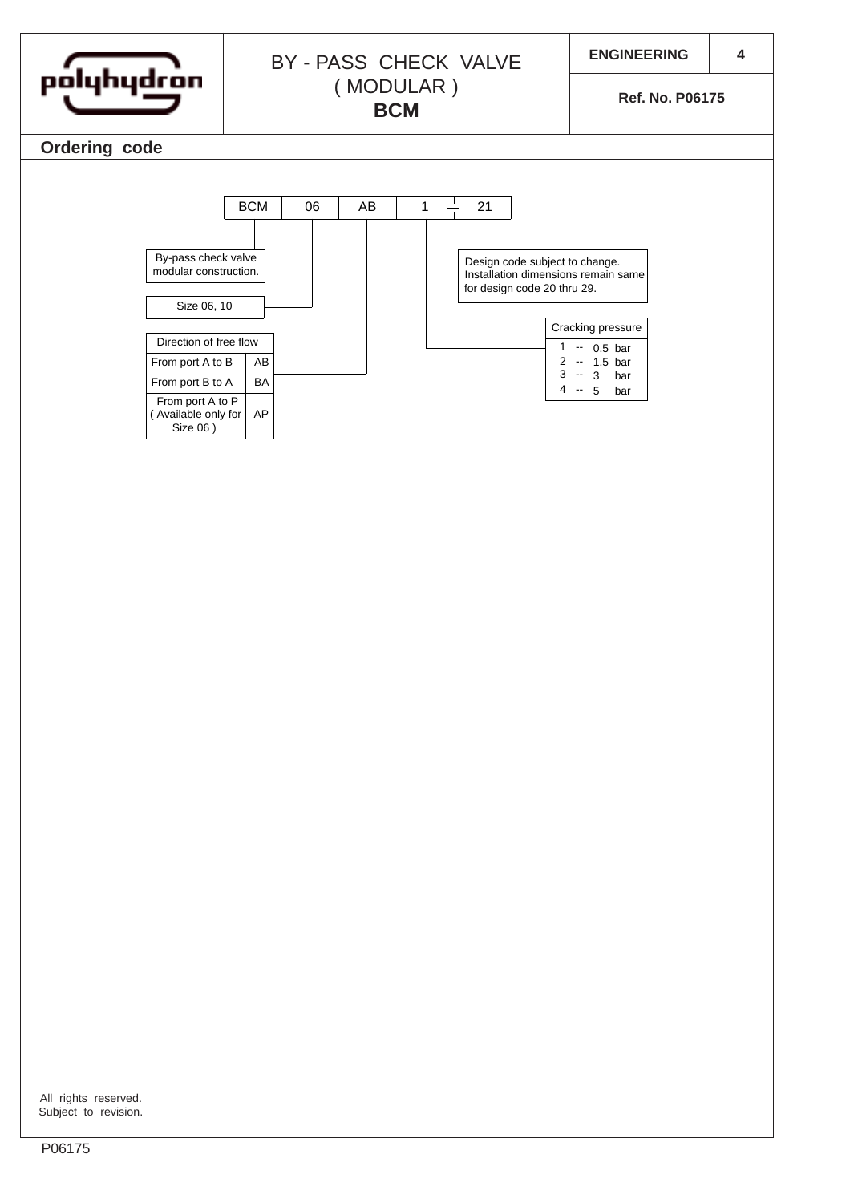# BY - PASS CHECK VALVE ( MODULAR ) BCM

**ENGINEERING**

**Ref. No. P06175**

## Ordering code

| BCM | 06 | AB | 1 | — | 21 |
|---|---|---|---|---|---|

- **BCM** — By-pass check valve modular construction.
- **06** — Size 06, 10
- **AB** — Direction of free flow

| Direction of free flow | |
|---|---|
| From port A to B | AB |
| From port B to A | BA |
| From port A to P ( Available only for Size 06 ) | AP |

- **1** — Cracking pressure

| Cracking pressure | |
|---|---|
| 1 | -- 0.5 bar |
| 2 | -- 1.5 bar |
| 3 | -- 3 bar |
| 4 | -- 5 bar |

- **21** — Design code subject to change. Installation dimensions remain same for design code 20 thru 29.

All rights reserved.
Subject to revision.